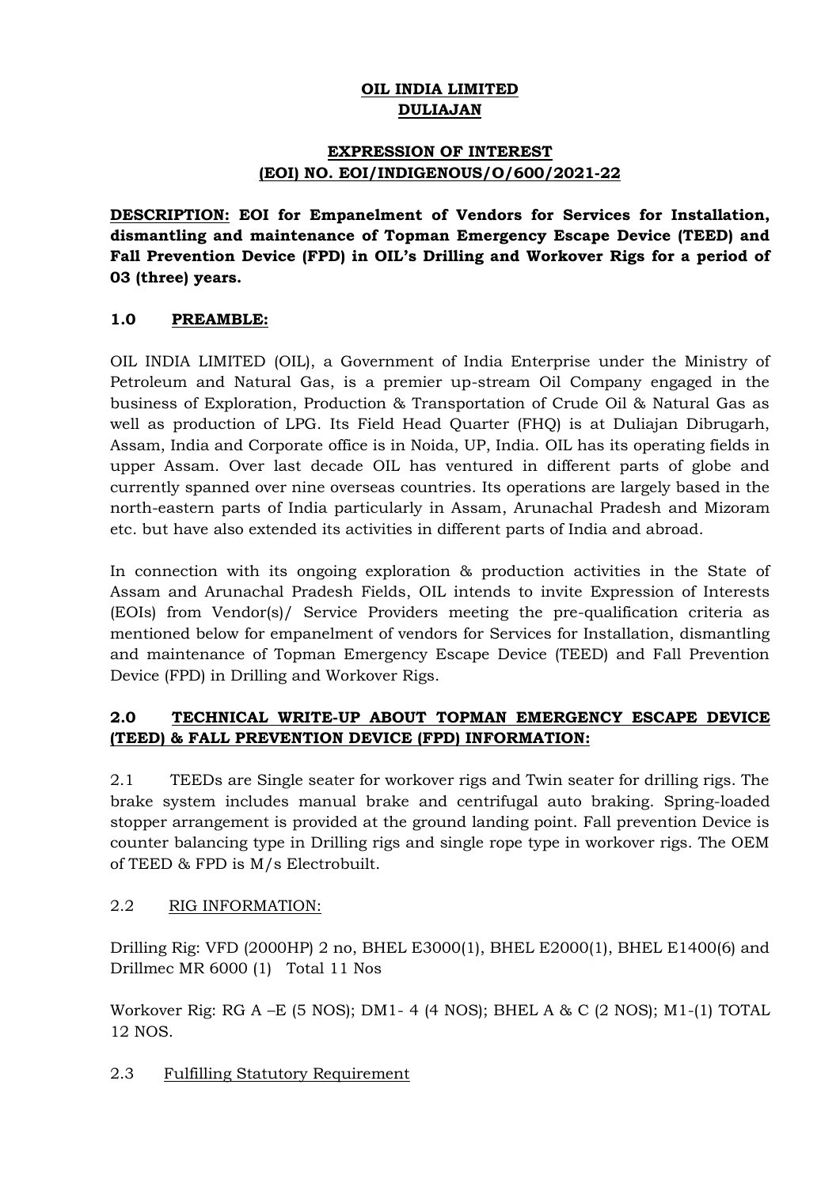# OIL INDIA LIMITED
# DULIAJAN

## EXPRESSION OF INTEREST
## (EOI) NO. EOI/INDIGENOUS/O/600/2021-22

**DESCRIPTION: EOI for Empanelment of Vendors for Services for Installation, dismantling and maintenance of Topman Emergency Escape Device (TEED) and Fall Prevention Device (FPD) in OIL's Drilling and Workover Rigs for a period of 03 (three) years.**

### 1.0 PREAMBLE:

OIL INDIA LIMITED (OIL), a Government of India Enterprise under the Ministry of Petroleum and Natural Gas, is a premier up-stream Oil Company engaged in the business of Exploration, Production & Transportation of Crude Oil & Natural Gas as well as production of LPG. Its Field Head Quarter (FHQ) is at Duliajan Dibrugarh, Assam, India and Corporate office is in Noida, UP, India. OIL has its operating fields in upper Assam. Over last decade OIL has ventured in different parts of globe and currently spanned over nine overseas countries. Its operations are largely based in the north-eastern parts of India particularly in Assam, Arunachal Pradesh and Mizoram etc. but have also extended its activities in different parts of India and abroad.

In connection with its ongoing exploration & production activities in the State of Assam and Arunachal Pradesh Fields, OIL intends to invite Expression of Interests (EOIs) from Vendor(s)/ Service Providers meeting the pre-qualification criteria as mentioned below for empanelment of vendors for Services for Installation, dismantling and maintenance of Topman Emergency Escape Device (TEED) and Fall Prevention Device (FPD) in Drilling and Workover Rigs.

### 2.0 TECHNICAL WRITE-UP ABOUT TOPMAN EMERGENCY ESCAPE DEVICE (TEED) & FALL PREVENTION DEVICE (FPD) INFORMATION:

2.1 TEEDs are Single seater for workover rigs and Twin seater for drilling rigs. The brake system includes manual brake and centrifugal auto braking. Spring-loaded stopper arrangement is provided at the ground landing point. Fall prevention Device is counter balancing type in Drilling rigs and single rope type in workover rigs. The OEM of TEED & FPD is M/s Electrobuilt.

2.2 RIG INFORMATION:

Drilling Rig: VFD (2000HP) 2 no, BHEL E3000(1), BHEL E2000(1), BHEL E1400(6) and Drillmec MR 6000 (1) Total 11 Nos

Workover Rig: RG A –E (5 NOS); DM1- 4 (4 NOS); BHEL A & C (2 NOS); M1-(1) TOTAL 12 NOS.

2.3 Fulfilling Statutory Requirement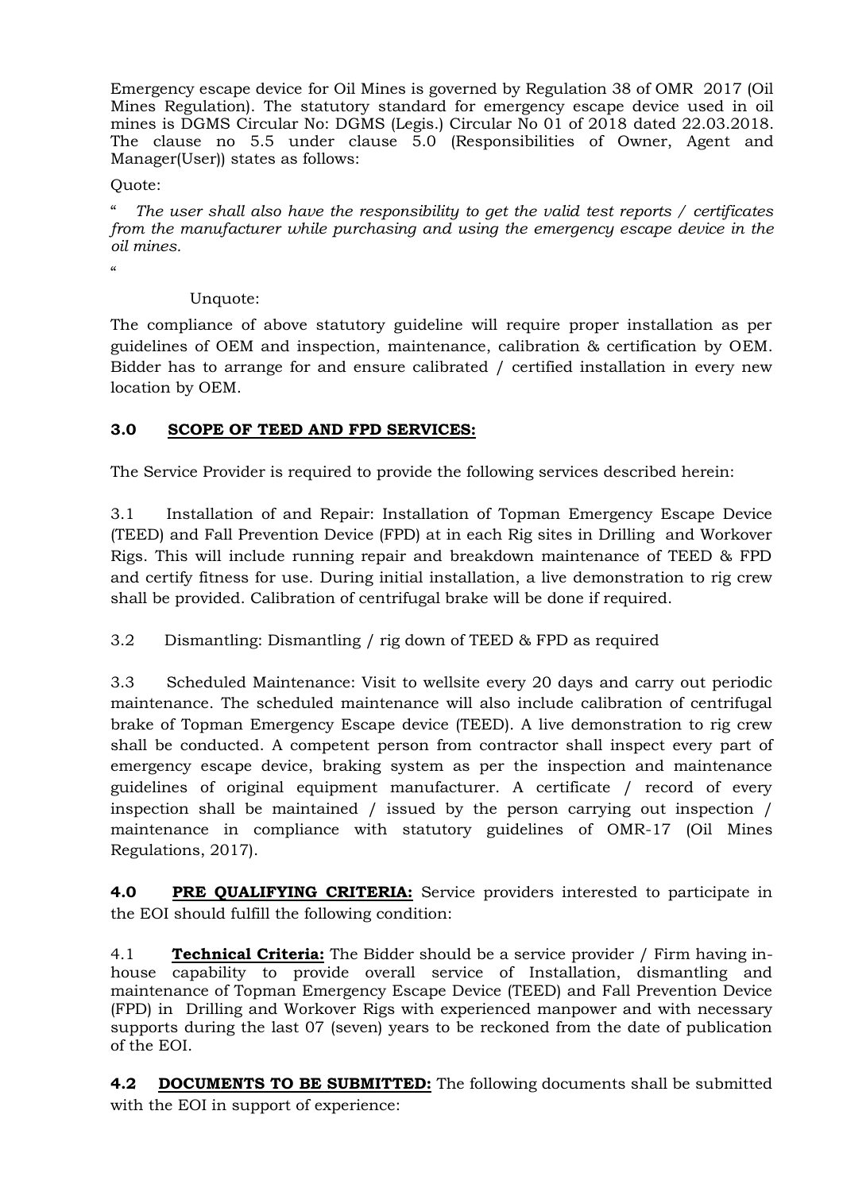Emergency escape device for Oil Mines is governed by Regulation 38 of OMR 2017 (Oil Mines Regulation). The statutory standard for emergency escape device used in oil mines is DGMS Circular No: DGMS (Legis.) Circular No 01 of 2018 dated 22.03.2018. The clause no 5.5 under clause 5.0 (Responsibilities of Owner, Agent and Manager(User)) states as follows:

Quote:

" *The user shall also have the responsibility to get the valid test reports / certificates from the manufacturer while purchasing and using the emergency escape device in the oil mines.*

"

Unquote:

The compliance of above statutory guideline will require proper installation as per guidelines of OEM and inspection, maintenance, calibration & certification by OEM. Bidder has to arrange for and ensure calibrated / certified installation in every new location by OEM.

## 3.0 SCOPE OF TEED AND FPD SERVICES:

The Service Provider is required to provide the following services described herein:

3.1 Installation of and Repair: Installation of Topman Emergency Escape Device (TEED) and Fall Prevention Device (FPD) at in each Rig sites in Drilling and Workover Rigs. This will include running repair and breakdown maintenance of TEED & FPD and certify fitness for use. During initial installation, a live demonstration to rig crew shall be provided. Calibration of centrifugal brake will be done if required.

3.2 Dismantling: Dismantling / rig down of TEED & FPD as required

3.3 Scheduled Maintenance: Visit to wellsite every 20 days and carry out periodic maintenance. The scheduled maintenance will also include calibration of centrifugal brake of Topman Emergency Escape device (TEED). A live demonstration to rig crew shall be conducted. A competent person from contractor shall inspect every part of emergency escape device, braking system as per the inspection and maintenance guidelines of original equipment manufacturer. A certificate / record of every inspection shall be maintained / issued by the person carrying out inspection / maintenance in compliance with statutory guidelines of OMR-17 (Oil Mines Regulations, 2017).

**4.0 PRE QUALIFYING CRITERIA:** Service providers interested to participate in the EOI should fulfill the following condition:

4.1 **Technical Criteria:** The Bidder should be a service provider / Firm having in-house capability to provide overall service of Installation, dismantling and maintenance of Topman Emergency Escape Device (TEED) and Fall Prevention Device (FPD) in Drilling and Workover Rigs with experienced manpower and with necessary supports during the last 07 (seven) years to be reckoned from the date of publication of the EOI.

**4.2 DOCUMENTS TO BE SUBMITTED:** The following documents shall be submitted with the EOI in support of experience: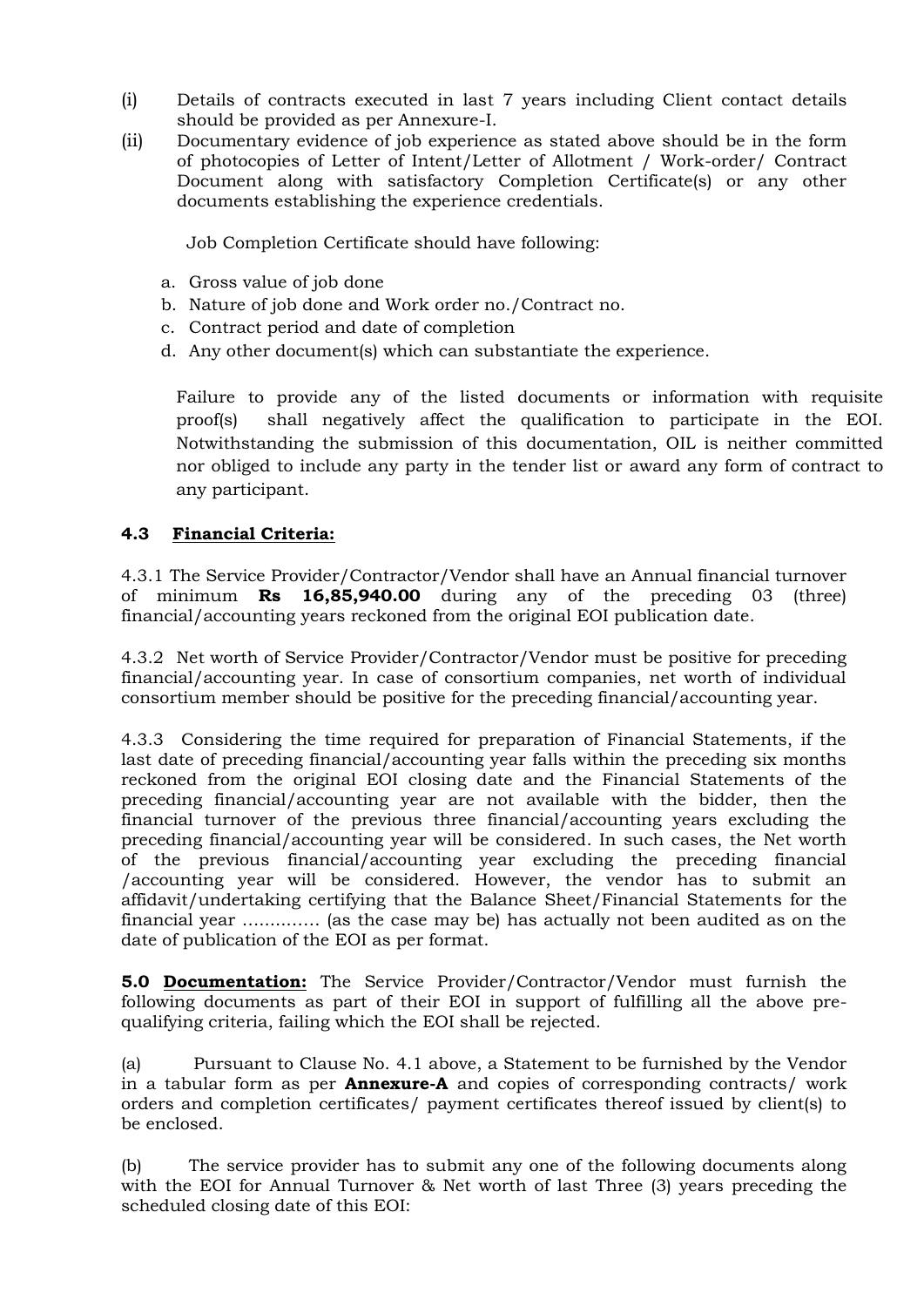(i) Details of contracts executed in last 7 years including Client contact details should be provided as per Annexure-I.

(ii) Documentary evidence of job experience as stated above should be in the form of photocopies of Letter of Intent/Letter of Allotment / Work-order/ Contract Document along with satisfactory Completion Certificate(s) or any other documents establishing the experience credentials.

Job Completion Certificate should have following:

a. Gross value of job done
b. Nature of job done and Work order no./Contract no.
c. Contract period and date of completion
d. Any other document(s) which can substantiate the experience.

Failure to provide any of the listed documents or information with requisite proof(s) shall negatively affect the qualification to participate in the EOI. Notwithstanding the submission of this documentation, OIL is neither committed nor obliged to include any party in the tender list or award any form of contract to any participant.

### 4.3 Financial Criteria:

4.3.1 The Service Provider/Contractor/Vendor shall have an Annual financial turnover of minimum **Rs 16,85,940.00** during any of the preceding 03 (three) financial/accounting years reckoned from the original EOI publication date.

4.3.2 Net worth of Service Provider/Contractor/Vendor must be positive for preceding financial/accounting year. In case of consortium companies, net worth of individual consortium member should be positive for the preceding financial/accounting year.

4.3.3 Considering the time required for preparation of Financial Statements, if the last date of preceding financial/accounting year falls within the preceding six months reckoned from the original EOI closing date and the Financial Statements of the preceding financial/accounting year are not available with the bidder, then the financial turnover of the previous three financial/accounting years excluding the preceding financial/accounting year will be considered. In such cases, the Net worth of the previous financial/accounting year excluding the preceding financial /accounting year will be considered. However, the vendor has to submit an affidavit/undertaking certifying that the Balance Sheet/Financial Statements for the financial year .............. (as the case may be) has actually not been audited as on the date of publication of the EOI as per format.

**5.0 Documentation:** The Service Provider/Contractor/Vendor must furnish the following documents as part of their EOI in support of fulfilling all the above pre-qualifying criteria, failing which the EOI shall be rejected.

(a) Pursuant to Clause No. 4.1 above, a Statement to be furnished by the Vendor in a tabular form as per **Annexure-A** and copies of corresponding contracts/ work orders and completion certificates/ payment certificates thereof issued by client(s) to be enclosed.

(b) The service provider has to submit any one of the following documents along with the EOI for Annual Turnover & Net worth of last Three (3) years preceding the scheduled closing date of this EOI: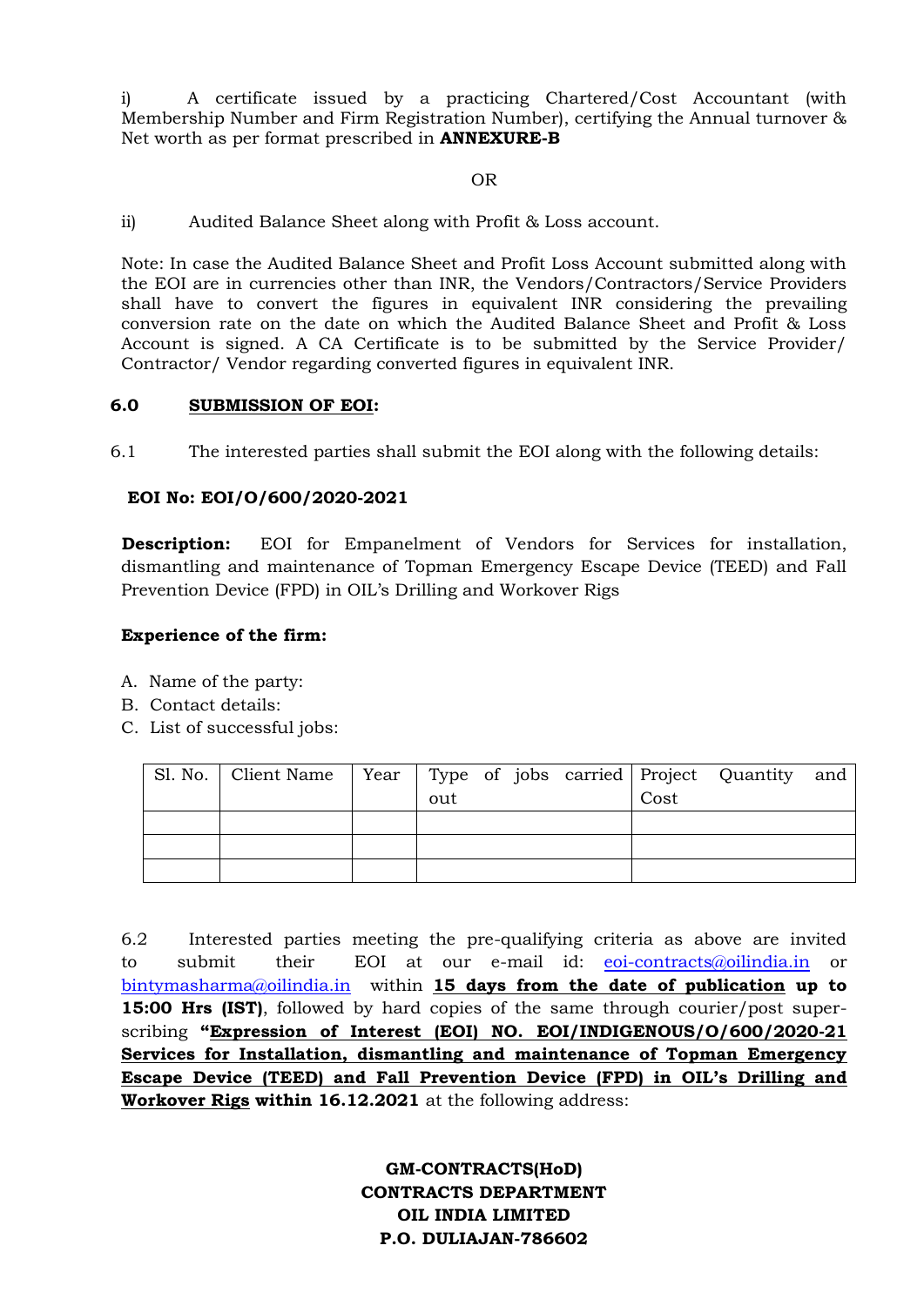i) A certificate issued by a practicing Chartered/Cost Accountant (with Membership Number and Firm Registration Number), certifying the Annual turnover & Net worth as per format prescribed in **ANNEXURE-B**

OR

ii) Audited Balance Sheet along with Profit & Loss account.

Note: In case the Audited Balance Sheet and Profit Loss Account submitted along with the EOI are in currencies other than INR, the Vendors/Contractors/Service Providers shall have to convert the figures in equivalent INR considering the prevailing conversion rate on the date on which the Audited Balance Sheet and Profit & Loss Account is signed. A CA Certificate is to be submitted by the Service Provider/ Contractor/ Vendor regarding converted figures in equivalent INR.

## 6.0 SUBMISSION OF EOI:

6.1 The interested parties shall submit the EOI along with the following details:

**EOI No: EOI/O/600/2020-2021**

**Description:** EOI for Empanelment of Vendors for Services for installation, dismantling and maintenance of Topman Emergency Escape Device (TEED) and Fall Prevention Device (FPD) in OIL's Drilling and Workover Rigs

**Experience of the firm:**

A. Name of the party:
B. Contact details:
C. List of successful jobs:

| Sl. No. | Client Name | Year | Type of jobs carried out | Project Quantity and Cost |
|---|---|---|---|---|
| | | | | |
| | | | | |
| | | | | |

6.2 Interested parties meeting the pre-qualifying criteria as above are invited to submit their EOI at our e-mail id: eoi-contracts@oilindia.in or bintymasharma@oilindia.in within **15 days from the date of publication up to 15:00 Hrs (IST)**, followed by hard copies of the same through courier/post super-scribing **"Expression of Interest (EOI) NO. EOI/INDIGENOUS/O/600/2020-21 Services for Installation, dismantling and maintenance of Topman Emergency Escape Device (TEED) and Fall Prevention Device (FPD) in OIL's Drilling and Workover Rigs within 16.12.2021** at the following address:

**GM-CONTRACTS(HoD)**
**CONTRACTS DEPARTMENT**
**OIL INDIA LIMITED**
**P.O. DULIAJAN-786602**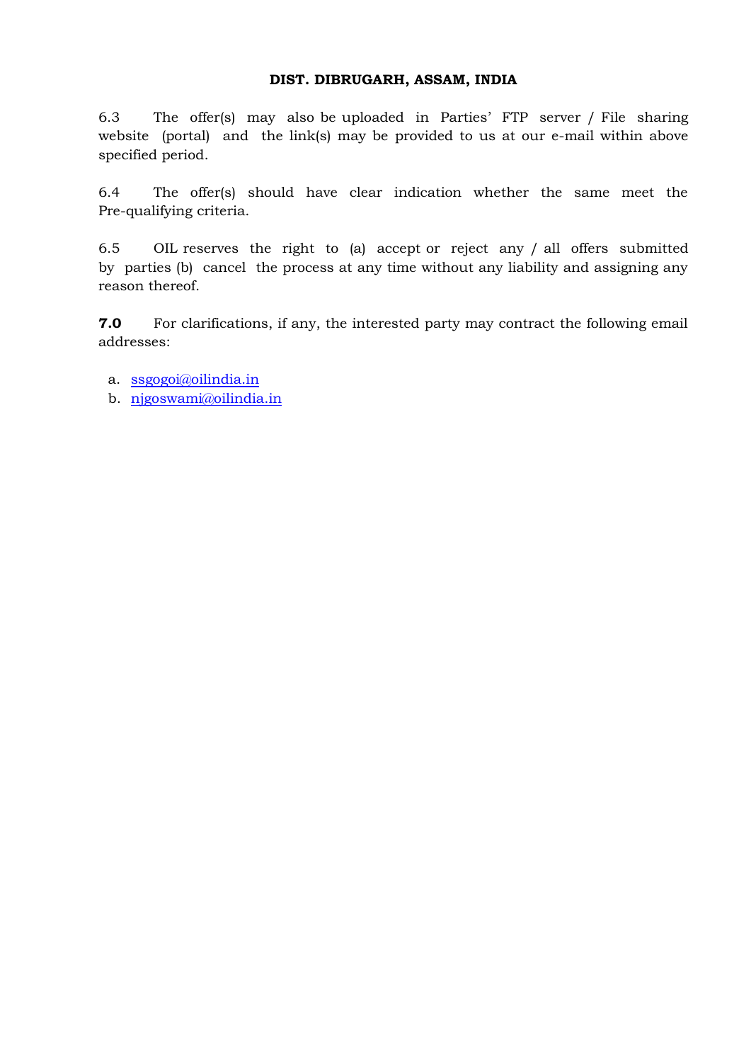**DIST. DIBRUGARH, ASSAM, INDIA**

6.3 The offer(s) may also be uploaded in Parties' FTP server / File sharing website (portal) and the link(s) may be provided to us at our e-mail within above specified period.

6.4 The offer(s) should have clear indication whether the same meet the Pre-qualifying criteria.

6.5 OIL reserves the right to (a) accept or reject any / all offers submitted by parties (b) cancel the process at any time without any liability and assigning any reason thereof.

**7.0** For clarifications, if any, the interested party may contract the following email addresses:

a. ssgogoi@oilindia.in
b. njgoswami@oilindia.in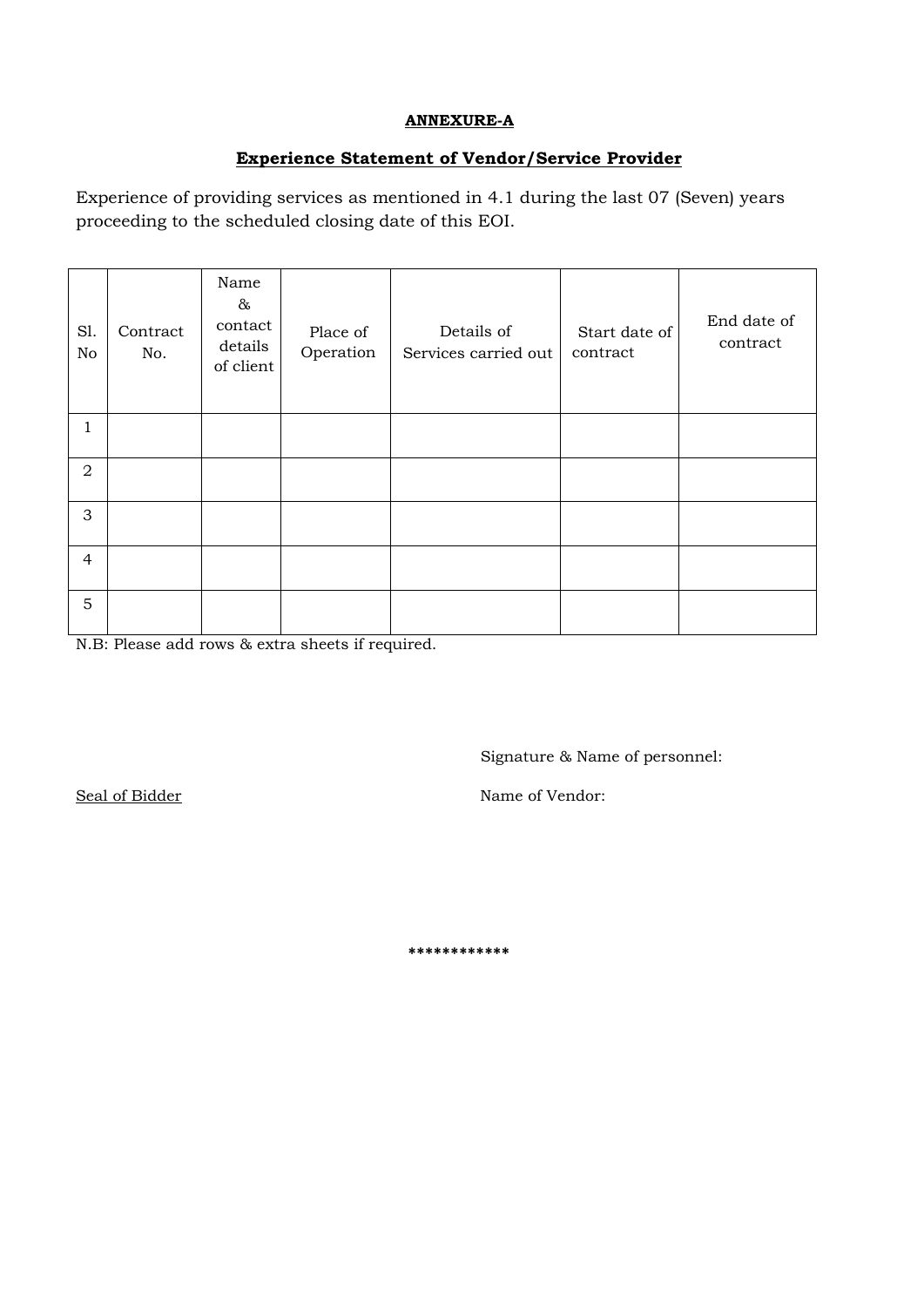**ANNEXURE-A**

**Experience Statement of Vendor/Service Provider**

Experience of providing services as mentioned in 4.1 during the last 07 (Seven) years proceeding to the scheduled closing date of this EOI.

| Sl. No | Contract No. | Name & contact details of client | Place of Operation | Details of Services carried out | Start date of contract | End date of contract |
|---|---|---|---|---|---|---|
| 1 | | | | | | |
| 2 | | | | | | |
| 3 | | | | | | |
| 4 | | | | | | |
| 5 | | | | | | |

N.B: Please add rows & extra sheets if required.

Signature & Name of personnel:

Seal of Bidder

Name of Vendor:

************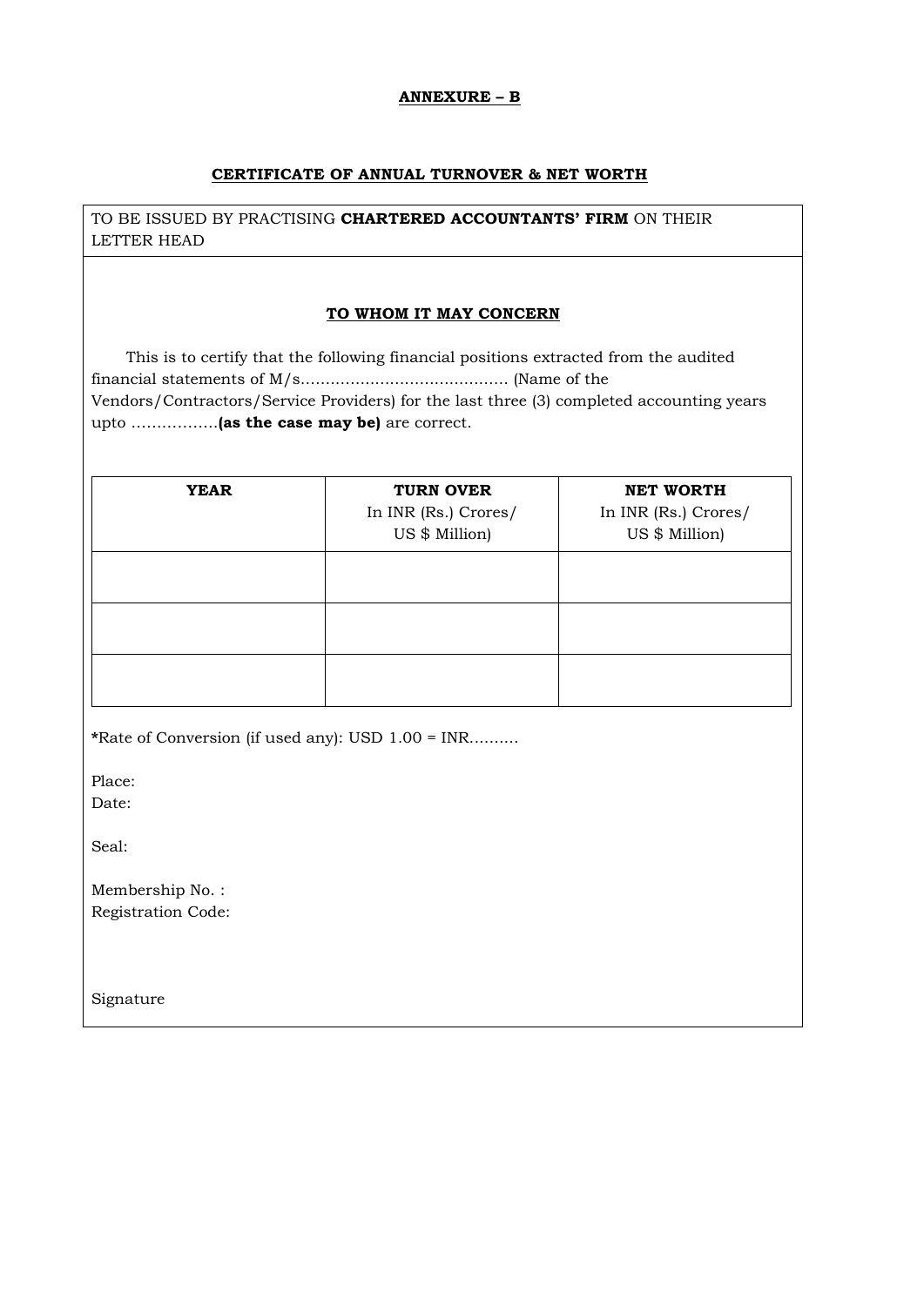**ANNEXURE – B**

**CERTIFICATE OF ANNUAL TURNOVER & NET WORTH**

TO BE ISSUED BY PRACTISING **CHARTERED ACCOUNTANTS' FIRM** ON THEIR LETTER HEAD

**TO WHOM IT MAY CONCERN**

This is to certify that the following financial positions extracted from the audited financial statements of M/s.......................................... (Name of the Vendors/Contractors/Service Providers) for the last three (3) completed accounting years upto ................**(as the case may be)** are correct.

| **YEAR** | **TURN OVER** In INR (Rs.) Crores/ US $ Million) | **NET WORTH** In INR (Rs.) Crores/ US $ Million) |
|---|---|---|
| | | |
| | | |
| | | |

**\***Rate of Conversion (if used any): USD 1.00 = INR..........

Place:
Date:

Seal:

Membership No. :
Registration Code:

Signature